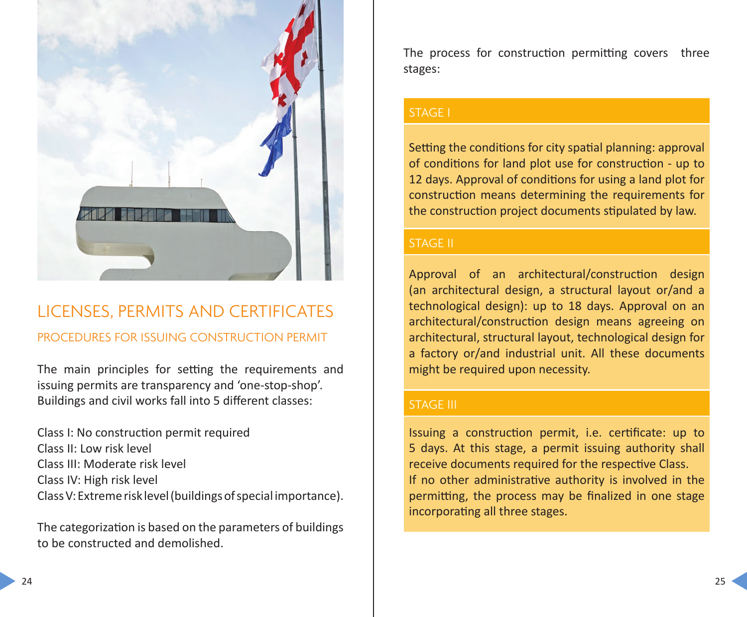# LICENSES, PERMITS AND CERTIFICATES

## PROCEDURES FOR ISSUING CONSTRUCTION PERMIT

The main principles for setting the requirements and issuing permits are transparency and 'one-stop-shop'. Buildings and civil works fall into 5 different classes:

Class I: No construction permit required
Class II: Low risk level
Class III: Moderate risk level
Class IV: High risk level
Class V: Extreme risk level (buildings of special importance).

The categorization is based on the parameters of buildings to be constructed and demolished.

The process for construction permitting covers three stages:

### STAGE I

Setting the conditions for city spatial planning: approval of conditions for land plot use for construction - up to 12 days. Approval of conditions for using a land plot for construction means determining the requirements for the construction project documents stipulated by law.

### STAGE II

Approval of an architectural/construction design (an architectural design, a structural layout or/and a technological design): up to 18 days. Approval on an architectural/construction design means agreeing on architectural, structural layout, technological design for a factory or/and industrial unit. All these documents might be required upon necessity.

### STAGE III

Issuing a construction permit, i.e. certificate: up to 5 days. At this stage, a permit issuing authority shall receive documents required for the respective Class.
If no other administrative authority is involved in the permitting, the process may be finalized in one stage incorporating all three stages.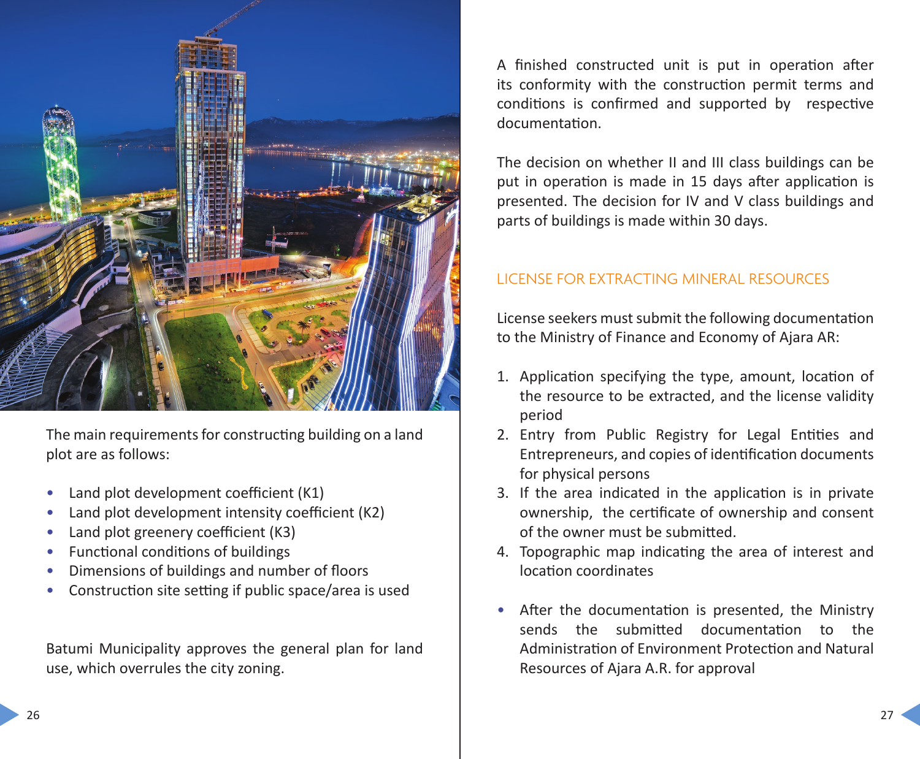The main requirements for constructing building on a land plot are as follows:

- Land plot development coefficient (K1)
- Land plot development intensity coefficient (K2)
- Land plot greenery coefficient (K3)
- Functional conditions of buildings
- Dimensions of buildings and number of floors
- Construction site setting if public space/area is used

Batumi Municipality approves the general plan for land use, which overrules the city zoning.

A finished constructed unit is put in operation after its conformity with the construction permit terms and conditions is confirmed and supported by respective documentation.

The decision on whether II and III class buildings can be put in operation is made in 15 days after application is presented. The decision for IV and V class buildings and parts of buildings is made within 30 days.

## LICENSE FOR EXTRACTING MINERAL RESOURCES

License seekers must submit the following documentation to the Ministry of Finance and Economy of Ajara AR:

1. Application specifying the type, amount, location of the resource to be extracted, and the license validity period
2. Entry from Public Registry for Legal Entities and Entrepreneurs, and copies of identification documents for physical persons
3. If the area indicated in the application is in private ownership, the certificate of ownership and consent of the owner must be submitted.
4. Topographic map indicating the area of interest and location coordinates

- After the documentation is presented, the Ministry sends the submitted documentation to the Administration of Environment Protection and Natural Resources of Ajara A.R. for approval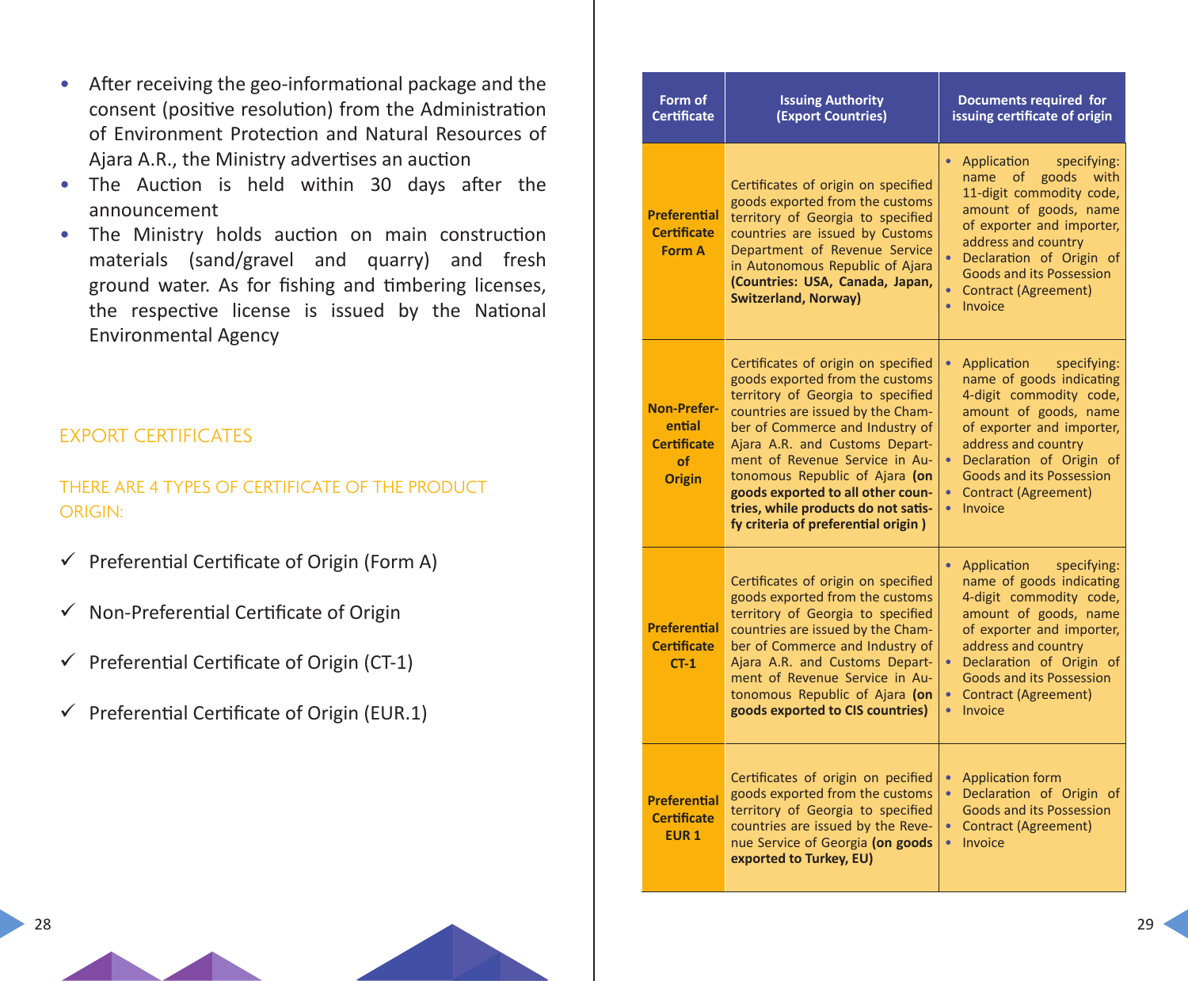- After receiving the geo-informational package and the consent (positive resolution) from the Administration of Environment Protection and Natural Resources of Ajara A.R., the Ministry advertises an auction
- The Auction is held within 30 days after the announcement
- The Ministry holds auction on main construction materials (sand/gravel and quarry) and fresh ground water. As for fishing and timbering licenses, the respective license is issued by the National Environmental Agency

## EXPORT CERTIFICATES

### THERE ARE 4 TYPES OF CERTIFICATE OF THE PRODUCT ORIGIN:

- ✓ Preferential Certificate of Origin (Form A)
- ✓ Non-Preferential Certificate of Origin
- ✓ Preferential Certificate of Origin (CT-1)
- ✓ Preferential Certificate of Origin (EUR.1)

| Form of Certificate | Issuing Authority (Export Countries) | Documents required for issuing certificate of origin |
|---|---|---|
| **Preferential Certificate Form A** | Certificates of origin on specified goods exported from the customs territory of Georgia to specified countries are issued by Customs Department of Revenue Service in Autonomous Republic of Ajara **(Countries: USA, Canada, Japan, Switzerland, Norway)** | • Application specifying: name of goods with 11-digit commodity code, amount of goods, name of exporter and importer, address and country<br>• Declaration of Origin of Goods and its Possession<br>• Contract (Agreement)<br>• Invoice |
| **Non-Preferential Certificate of Origin** | Certificates of origin on specified goods exported from the customs territory of Georgia to specified countries are issued by the Chamber of Commerce and Industry of Ajara A.R. and Customs Department of Revenue Service in Autonomous Republic of Ajara **(on goods exported to all other countries, while products do not satisfy criteria of preferential origin )** | • Application specifying: name of goods indicating 4-digit commodity code, amount of goods, name of exporter and importer, address and country<br>• Declaration of Origin of Goods and its Possession<br>• Contract (Agreement)<br>• Invoice |
| **Preferential Certificate CT-1** | Certificates of origin on specified goods exported from the customs territory of Georgia to specified countries are issued by the Chamber of Commerce and Industry of Ajara A.R. and Customs Department of Revenue Service in Autonomous Republic of Ajara **(on goods exported to CIS countries)** | • Application specifying: name of goods indicating 4-digit commodity code, amount of goods, name of exporter and importer, address and country<br>• Declaration of Origin of Goods and its Possession<br>• Contract (Agreement)<br>• Invoice |
| **Preferential Certificate EUR 1** | Certificates of origin on pecified goods exported from the customs territory of Georgia to specified countries are issued by the Revenue Service of Georgia **(on goods exported to Turkey, EU)** | • Application form<br>• Declaration of Origin of Goods and its Possession<br>• Contract (Agreement)<br>• Invoice |